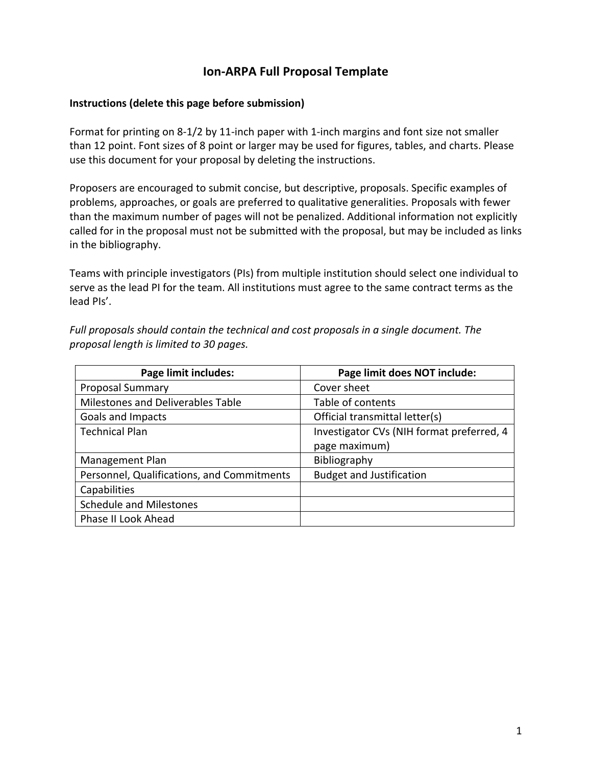# Ion-ARPA Full Proposal Template

**Instructions (delete this page before submission)**

Format for printing on 8-1/2 by 11-inch paper with 1-inch margins and font size not smaller than 12 point. Font sizes of 8 point or larger may be used for figures, tables, and charts. Please use this document for your proposal by deleting the instructions.

Proposers are encouraged to submit concise, but descriptive, proposals. Specific examples of problems, approaches, or goals are preferred to qualitative generalities. Proposals with fewer than the maximum number of pages will not be penalized. Additional information not explicitly called for in the proposal must not be submitted with the proposal, but may be included as links in the bibliography.

Teams with principle investigators (PIs) from multiple institution should select one individual to serve as the lead PI for the team. All institutions must agree to the same contract terms as the lead PIs'.

*Full proposals should contain the technical and cost proposals in a single document. The proposal length is limited to 30 pages.*

| Page limit includes: | Page limit does NOT include: |
|---|---|
| Proposal Summary | Cover sheet |
| Milestones and Deliverables Table | Table of contents |
| Goals and Impacts | Official transmittal letter(s) |
| Technical Plan | Investigator CVs (NIH format preferred, 4 page maximum) |
| Management Plan | Bibliography |
| Personnel, Qualifications, and Commitments | Budget and Justification |
| Capabilities | |
| Schedule and Milestones | |
| Phase II Look Ahead | |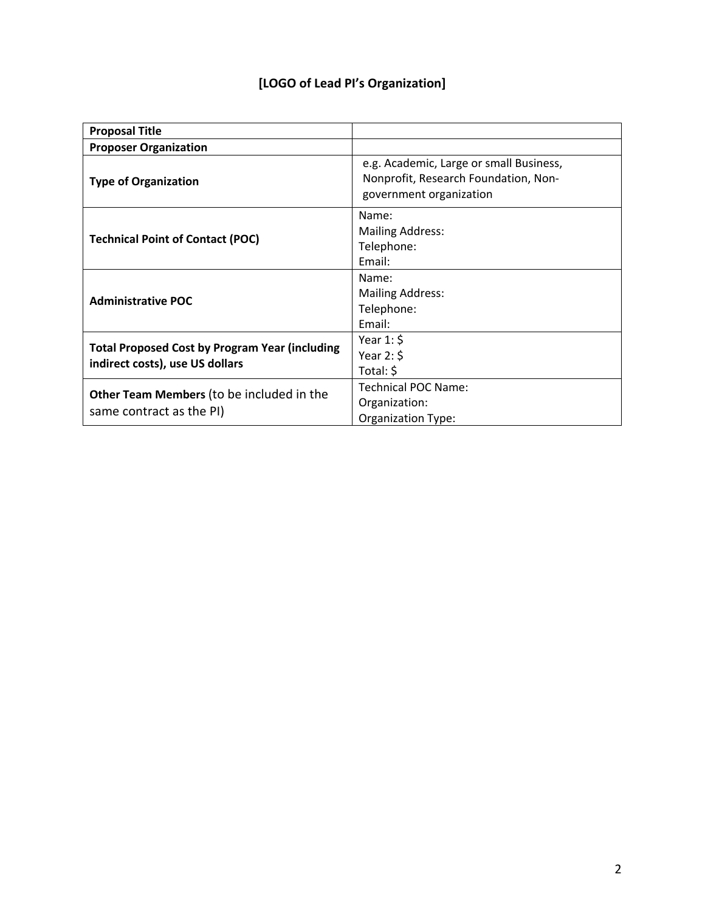**[LOGO of Lead PI's Organization]**

| **Proposal Title** | |
|---|---|
| **Proposer Organization** | |
| **Type of Organization** | e.g. Academic, Large or small Business, Nonprofit, Research Foundation, Non-government organization |
| **Technical Point of Contact (POC)** | Name:<br>Mailing Address:<br>Telephone:<br>Email: |
| **Administrative POC** | Name:<br>Mailing Address:<br>Telephone:<br>Email: |
| **Total Proposed Cost by Program Year (including indirect costs), use US dollars** | Year 1: $<br>Year 2: $<br>Total: $ |
| **Other Team Members** (to be included in the same contract as the PI) | Technical POC Name:<br>Organization:<br>Organization Type: |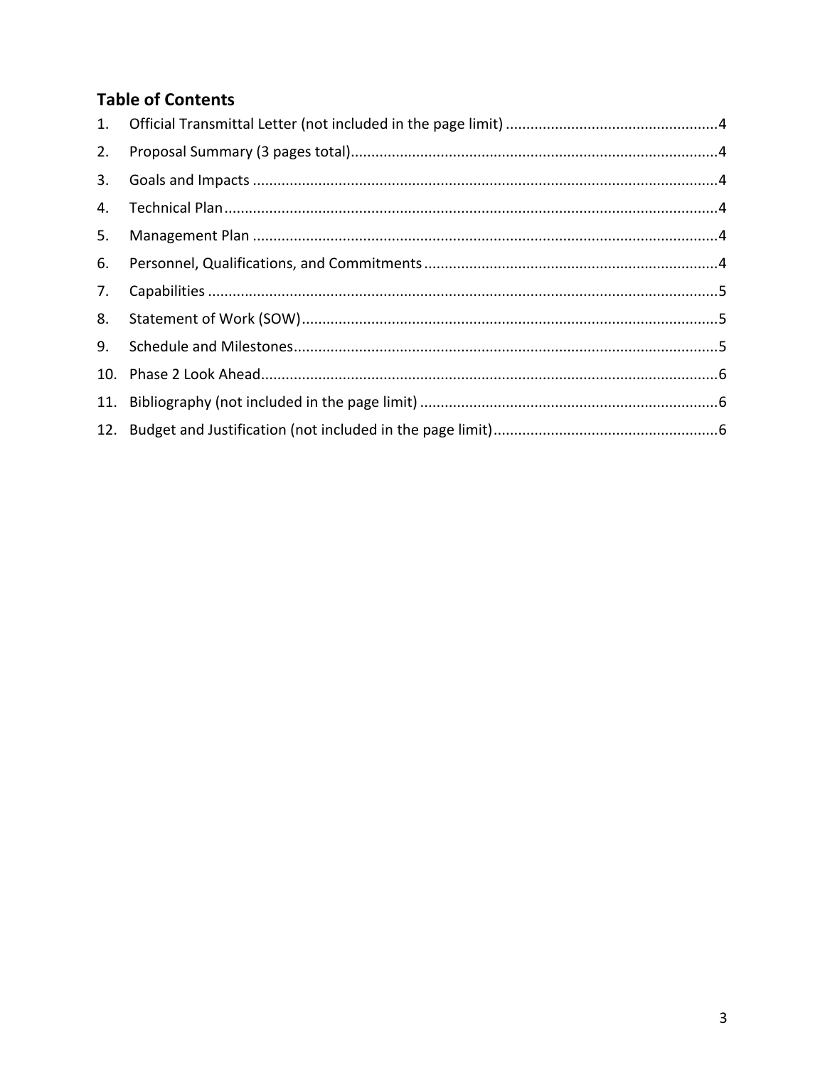## Table of Contents

1. Official Transmittal Letter (not included in the page limit) .....4
2. Proposal Summary (3 pages total).....4
3. Goals and Impacts .....4
4. Technical Plan.....4
5. Management Plan .....4
6. Personnel, Qualifications, and Commitments .....4
7. Capabilities .....5
8. Statement of Work (SOW).....5
9. Schedule and Milestones.....5
10. Phase 2 Look Ahead.....6
11. Bibliography (not included in the page limit) .....6
12. Budget and Justification (not included in the page limit).....6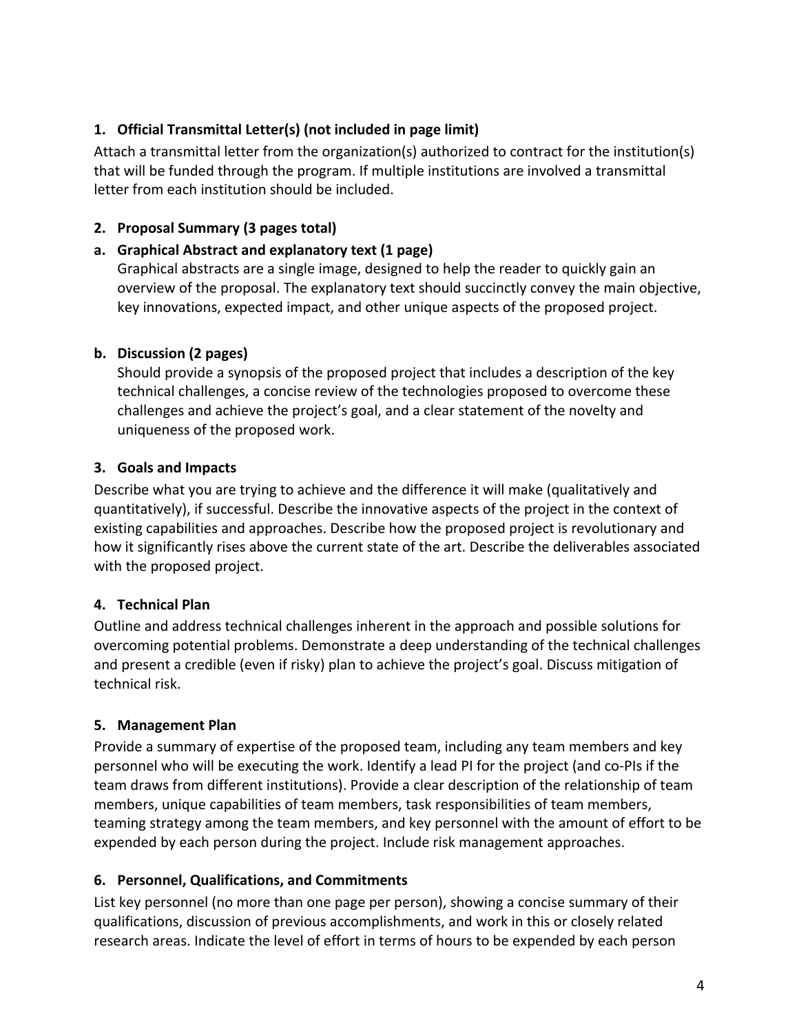### 1. Official Transmittal Letter(s) (not included in page limit)

Attach a transmittal letter from the organization(s) authorized to contract for the institution(s) that will be funded through the program. If multiple institutions are involved a transmittal letter from each institution should be included.

### 2. Proposal Summary (3 pages total)

#### a. Graphical Abstract and explanatory text (1 page)

Graphical abstracts are a single image, designed to help the reader to quickly gain an overview of the proposal. The explanatory text should succinctly convey the main objective, key innovations, expected impact, and other unique aspects of the proposed project.

#### b. Discussion (2 pages)

Should provide a synopsis of the proposed project that includes a description of the key technical challenges, a concise review of the technologies proposed to overcome these challenges and achieve the project's goal, and a clear statement of the novelty and uniqueness of the proposed work.

### 3. Goals and Impacts

Describe what you are trying to achieve and the difference it will make (qualitatively and quantitatively), if successful. Describe the innovative aspects of the project in the context of existing capabilities and approaches. Describe how the proposed project is revolutionary and how it significantly rises above the current state of the art. Describe the deliverables associated with the proposed project.

### 4. Technical Plan

Outline and address technical challenges inherent in the approach and possible solutions for overcoming potential problems. Demonstrate a deep understanding of the technical challenges and present a credible (even if risky) plan to achieve the project's goal. Discuss mitigation of technical risk.

### 5. Management Plan

Provide a summary of expertise of the proposed team, including any team members and key personnel who will be executing the work. Identify a lead PI for the project (and co-PIs if the team draws from different institutions). Provide a clear description of the relationship of team members, unique capabilities of team members, task responsibilities of team members, teaming strategy among the team members, and key personnel with the amount of effort to be expended by each person during the project. Include risk management approaches.

### 6. Personnel, Qualifications, and Commitments

List key personnel (no more than one page per person), showing a concise summary of their qualifications, discussion of previous accomplishments, and work in this or closely related research areas. Indicate the level of effort in terms of hours to be expended by each person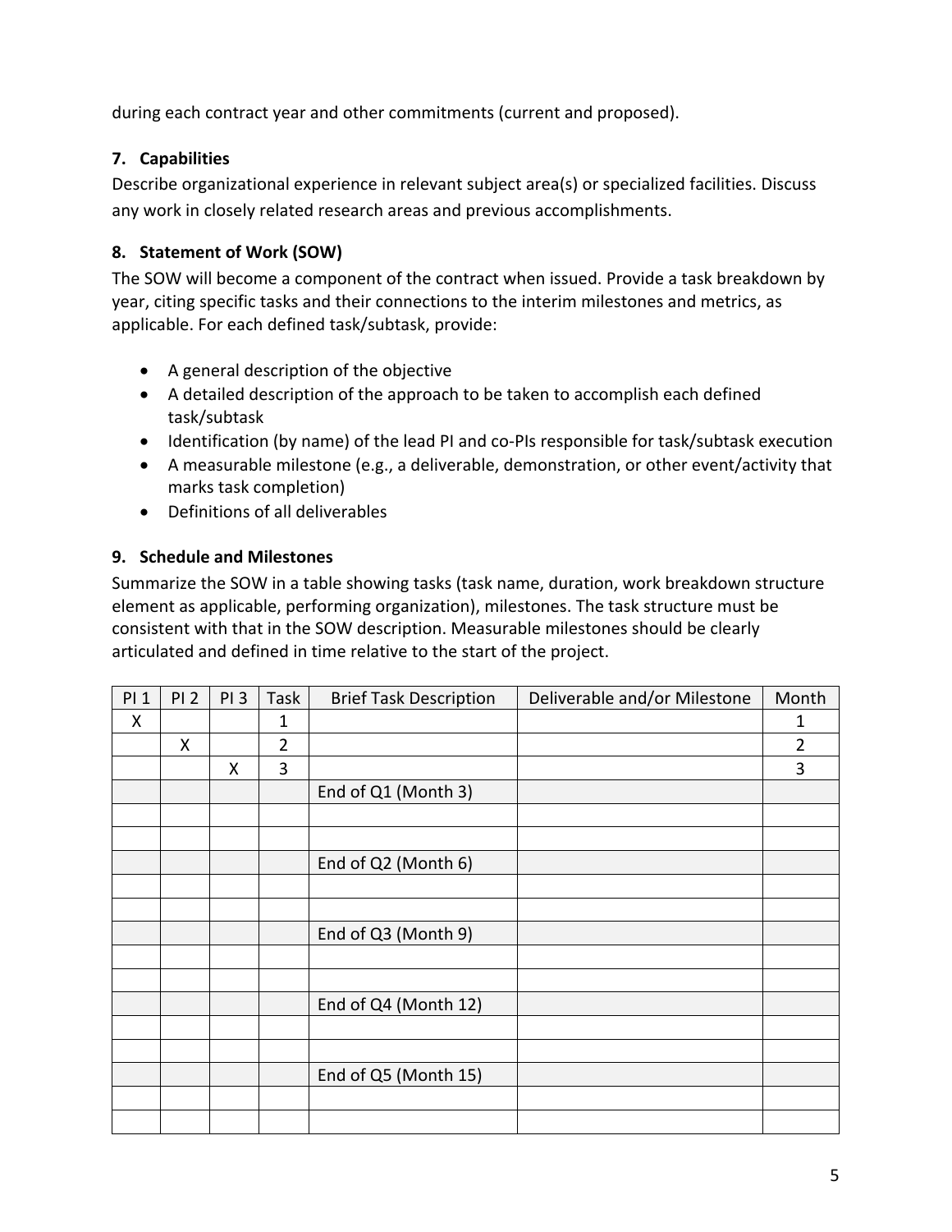during each contract year and other commitments (current and proposed).

### 7. Capabilities

Describe organizational experience in relevant subject area(s) or specialized facilities. Discuss any work in closely related research areas and previous accomplishments.

### 8. Statement of Work (SOW)

The SOW will become a component of the contract when issued. Provide a task breakdown by year, citing specific tasks and their connections to the interim milestones and metrics, as applicable. For each defined task/subtask, provide:

- A general description of the objective
- A detailed description of the approach to be taken to accomplish each defined task/subtask
- Identification (by name) of the lead PI and co-PIs responsible for task/subtask execution
- A measurable milestone (e.g., a deliverable, demonstration, or other event/activity that marks task completion)
- Definitions of all deliverables

### 9. Schedule and Milestones

Summarize the SOW in a table showing tasks (task name, duration, work breakdown structure element as applicable, performing organization), milestones. The task structure must be consistent with that in the SOW description. Measurable milestones should be clearly articulated and defined in time relative to the start of the project.

| PI 1 | PI 2 | PI 3 | Task | Brief Task Description | Deliverable and/or Milestone | Month |
|---|---|---|---|---|---|---|
| X | | | 1 | | | 1 |
| | X | | 2 | | | 2 |
| | | X | 3 | | | 3 |
| | | | | End of Q1 (Month 3) | | |
| | | | | | | |
| | | | | | | |
| | | | | End of Q2 (Month 6) | | |
| | | | | | | |
| | | | | | | |
| | | | | End of Q3 (Month 9) | | |
| | | | | | | |
| | | | | | | |
| | | | | End of Q4 (Month 12) | | |
| | | | | | | |
| | | | | | | |
| | | | | End of Q5 (Month 15) | | |
| | | | | | | |
| | | | | | | |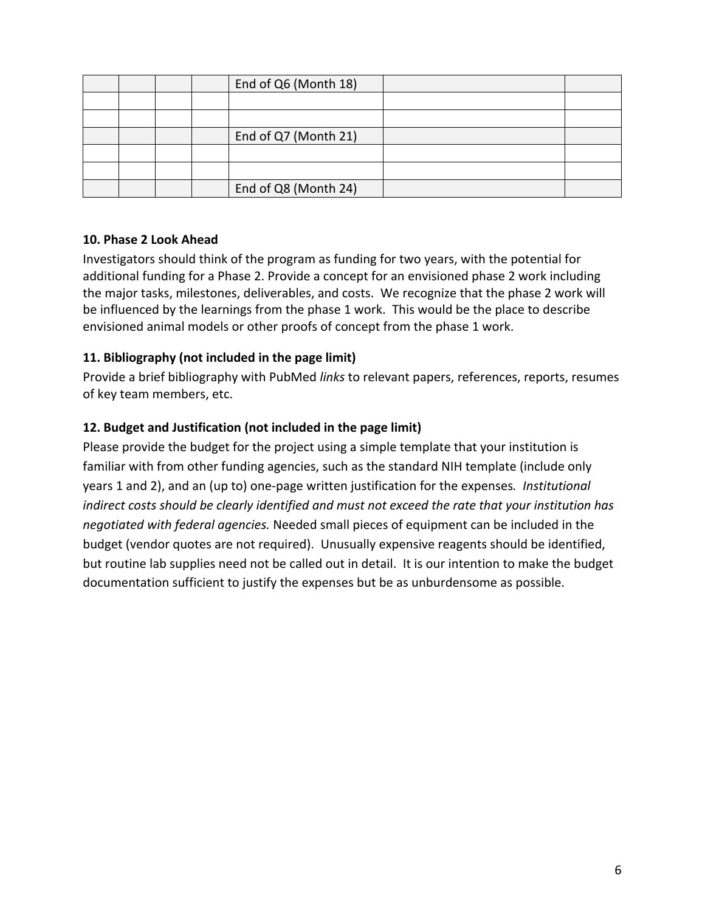| | | | | | | |
|---|---|---|---|---|---|---|
| | | | | End of Q6 (Month 18) | | |
| | | | | | | |
| | | | | | | |
| | | | | End of Q7 (Month 21) | | |
| | | | | | | |
| | | | | | | |
| | | | | End of Q8 (Month 24) | | |

**10. Phase 2 Look Ahead**

Investigators should think of the program as funding for two years, with the potential for additional funding for a Phase 2. Provide a concept for an envisioned phase 2 work including the major tasks, milestones, deliverables, and costs. We recognize that the phase 2 work will be influenced by the learnings from the phase 1 work. This would be the place to describe envisioned animal models or other proofs of concept from the phase 1 work.

**11. Bibliography (not included in the page limit)**

Provide a brief bibliography with PubMed *links* to relevant papers, references, reports, resumes of key team members, etc.

**12. Budget and Justification (not included in the page limit)**

Please provide the budget for the project using a simple template that your institution is familiar with from other funding agencies, such as the standard NIH template (include only years 1 and 2), and an (up to) one-page written justification for the expenses. *Institutional indirect costs should be clearly identified and must not exceed the rate that your institution has negotiated with federal agencies.* Needed small pieces of equipment can be included in the budget (vendor quotes are not required). Unusually expensive reagents should be identified, but routine lab supplies need not be called out in detail. It is our intention to make the budget documentation sufficient to justify the expenses but be as unburdensome as possible.